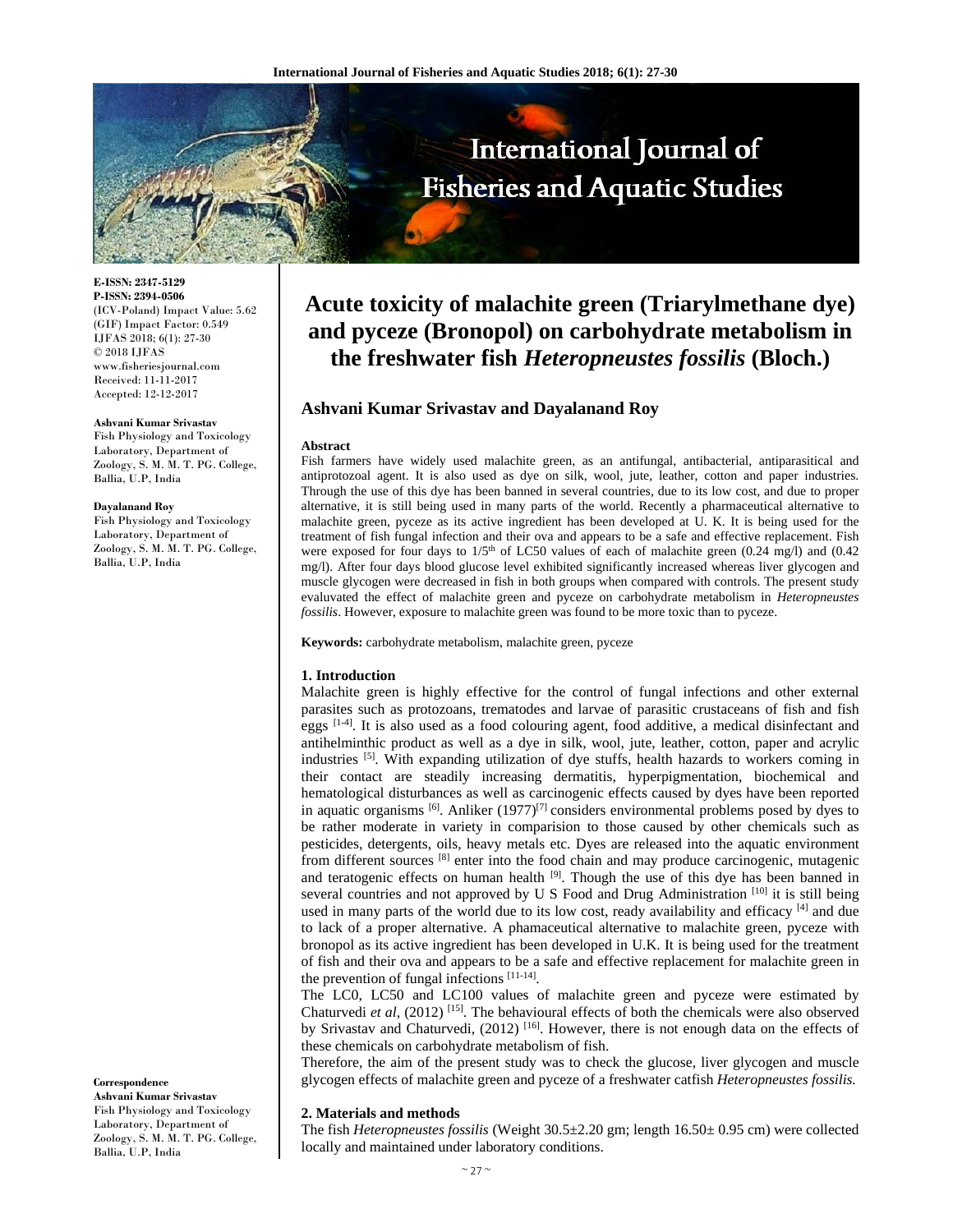E-ISSN: 2347-5129
P-ISSN: 2394-0506
(ICV-Poland) Impact Value: 5.62
(GIF) Impact Factor: 0.549
IJFAS 2018; 6(1): 27-30
© 2018 IJFAS
www.fisheriesjournal.com
Received: 11-11-2017
Accepted: 12-12-2017

**Ashvani Kumar Srivastav**
Fish Physiology and Toxicology Laboratory, Department of Zoology, S. M. M. T. PG. College, Ballia, U.P, India

**Dayalanand Roy**
Fish Physiology and Toxicology Laboratory, Department of Zoology, S. M. M. T. PG. College, Ballia, U.P, India

**Correspondence**
**Ashvani Kumar Srivastav**
Fish Physiology and Toxicology Laboratory, Department of Zoology, S. M. M. T. PG. College, Ballia, U.P, India

# Acute toxicity of malachite green (Triarylmethane dye) and pyceze (Bronopol) on carbohydrate metabolism in the freshwater fish *Heteropneustes fossilis* (Bloch.)

## Ashvani Kumar Srivastav and Dayalanand Roy

### Abstract

Fish farmers have widely used malachite green, as an antifungal, antibacterial, antiparasitical and antiprotozoal agent. It is also used as dye on silk, wool, jute, leather, cotton and paper industries. Through the use of this dye has been banned in several countries, due to its low cost, and due to proper alternative, it is still being used in many parts of the world. Recently a pharmaceutical alternative to malachite green, pyceze as its active ingredient has been developed at U. K. It is being used for the treatment of fish fungal infection and their ova and appears to be a safe and effective replacement. Fish were exposed for four days to $1/5^{th}$ of LC50 values of each of malachite green (0.24 mg/l) and (0.42 mg/l). After four days blood glucose level exhibited significantly increased whereas liver glycogen and muscle glycogen were decreased in fish in both groups when compared with controls. The present study evaluvated the effect of malachite green and pyceze on carbohydrate metabolism in *Heteropneustes fossilis*. However, exposure to malachite green was found to be more toxic than to pyceze.

**Keywords:** carbohydrate metabolism, malachite green, pyceze

### 1. Introduction

Malachite green is highly effective for the control of fungal infections and other external parasites such as protozoans, trematodes and larvae of parasitic crustaceans of fish and fish eggs [1-4]. It is also used as a food colouring agent, food additive, a medical disinfectant and antihelminthic product as well as a dye in silk, wool, jute, leather, cotton, paper and acrylic industries [5]. With expanding utilization of dye stuffs, health hazards to workers coming in their contact are steadily increasing dermatitis, hyperpigmentation, biochemical and hematological disturbances as well as carcinogenic effects caused by dyes have been reported in aquatic organisms [6]. Anliker (1977)[7] considers environmental problems posed by dyes to be rather moderate in variety in comparision to those caused by other chemicals such as pesticides, detergents, oils, heavy metals etc. Dyes are released into the aquatic environment from different sources [8] enter into the food chain and may produce carcinogenic, mutagenic and teratogenic effects on human health [9]. Though the use of this dye has been banned in several countries and not approved by U S Food and Drug Administration [10] it is still being used in many parts of the world due to its low cost, ready availability and efficacy [4] and due to lack of a proper alternative. A phamaceutical alternative to malachite green, pyceze with bronopol as its active ingredient has been developed in U.K. It is being used for the treatment of fish and their ova and appears to be a safe and effective replacement for malachite green in the prevention of fungal infections [11-14].

The LC0, LC50 and LC100 values of malachite green and pyceze were estimated by Chaturvedi *et al*, (2012) [15]. The behavioural effects of both the chemicals were also observed by Srivastav and Chaturvedi, (2012) [16]. However, there is not enough data on the effects of these chemicals on carbohydrate metabolism of fish.

Therefore, the aim of the present study was to check the glucose, liver glycogen and muscle glycogen effects of malachite green and pyceze of a freshwater catfish *Heteropneustes fossilis.*

### 2. Materials and methods

The fish *Heteropneustes fossilis* (Weight 30.5±2.20 gm; length 16.50± 0.95 cm) were collected locally and maintained under laboratory conditions.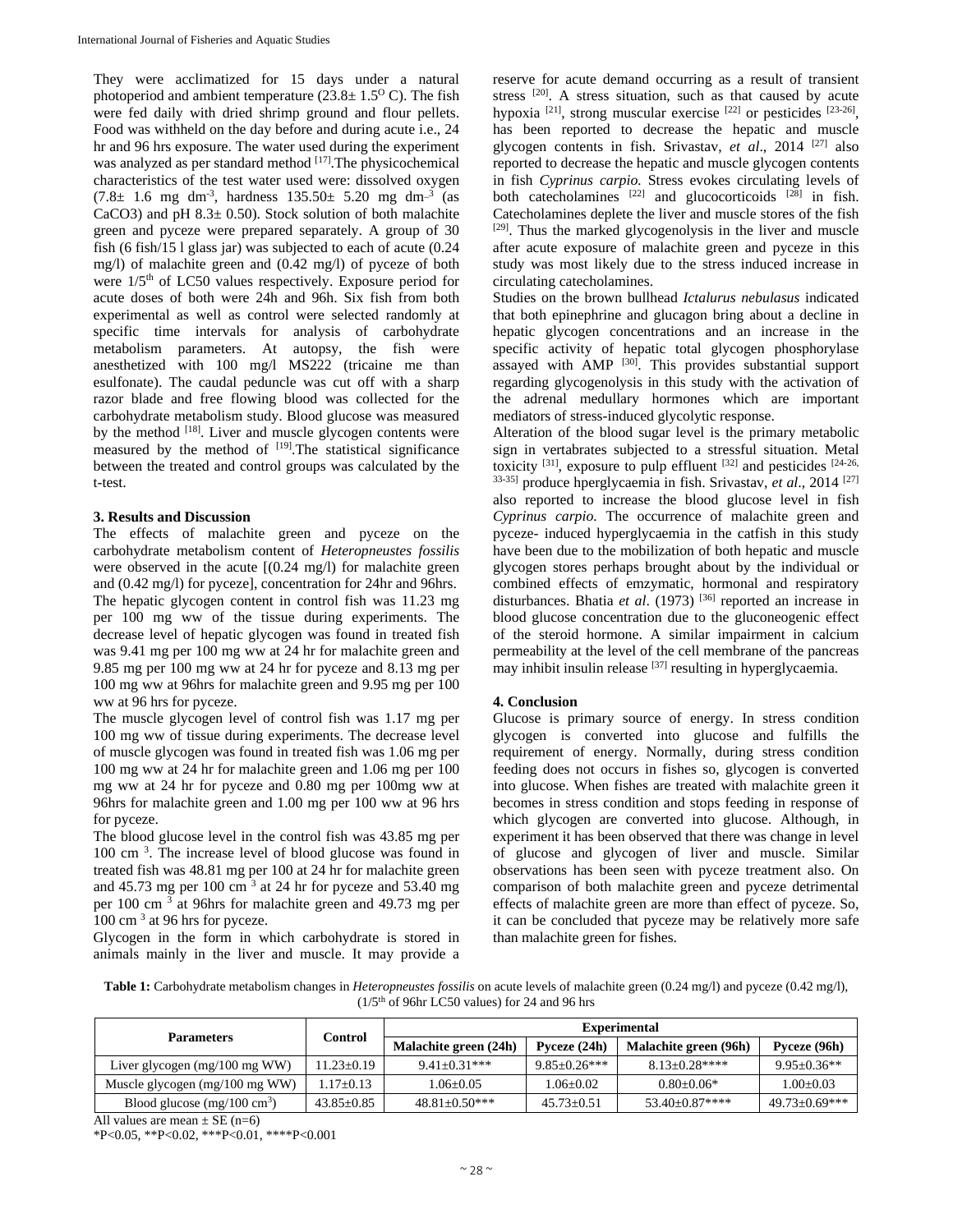They were acclimatized for 15 days under a natural photoperiod and ambient temperature (23.8± 1.5$^{O}$ C). The fish were fed daily with dried shrimp ground and flour pellets. Food was withheld on the day before and during acute i.e., 24 hr and 96 hrs exposure. The water used during the experiment was analyzed as per standard method [17].The physicochemical characteristics of the test water used were: dissolved oxygen (7.8± 1.6 mg dm$^{-3}$, hardness 135.50± 5.20 mg dm$^{-3}$ (as CaCO3) and pH 8.3± 0.50). Stock solution of both malachite green and pyceze were prepared separately. A group of 30 fish (6 fish/15 l glass jar) was subjected to each of acute (0.24 mg/l) of malachite green and (0.42 mg/l) of pyceze of both were 1/5$^{th}$ of LC50 values respectively. Exposure period for acute doses of both were 24h and 96h. Six fish from both experimental as well as control were selected randomly at specific time intervals for analysis of carbohydrate metabolism parameters. At autopsy, the fish were anesthetized with 100 mg/l MS222 (tricaine me than esulfonate). The caudal peduncle was cut off with a sharp razor blade and free flowing blood was collected for the carbohydrate metabolism study. Blood glucose was measured by the method [18]. Liver and muscle glycogen contents were measured by the method of [19].The statistical significance between the treated and control groups was calculated by the t-test.

## 3. Results and Discussion

The effects of malachite green and pyceze on the carbohydrate metabolism content of *Heteropneustes fossilis* were observed in the acute [(0.24 mg/l) for malachite green and (0.42 mg/l) for pyceze], concentration for 24hr and 96hrs.

The hepatic glycogen content in control fish was 11.23 mg per 100 mg ww of the tissue during experiments. The decrease level of hepatic glycogen was found in treated fish was 9.41 mg per 100 mg ww at 24 hr for malachite green and 9.85 mg per 100 mg ww at 24 hr for pyceze and 8.13 mg per 100 mg ww at 96hrs for malachite green and 9.95 mg per 100 ww at 96 hrs for pyceze.

The muscle glycogen level of control fish was 1.17 mg per 100 mg ww of tissue during experiments. The decrease level of muscle glycogen was found in treated fish was 1.06 mg per 100 mg ww at 24 hr for malachite green and 1.06 mg per 100 mg ww at 24 hr for pyceze and 0.80 mg per 100mg ww at 96hrs for malachite green and 1.00 mg per 100 ww at 96 hrs for pyceze.

The blood glucose level in the control fish was 43.85 mg per 100 cm $^{3}$. The increase level of blood glucose was found in treated fish was 48.81 mg per 100 at 24 hr for malachite green and 45.73 mg per 100 cm $^{3}$ at 24 hr for pyceze and 53.40 mg per 100 cm $^{3}$ at 96hrs for malachite green and 49.73 mg per 100 cm $^{3}$ at 96 hrs for pyceze.

Glycogen in the form in which carbohydrate is stored in animals mainly in the liver and muscle. It may provide a reserve for acute demand occurring as a result of transient stress [20]. A stress situation, such as that caused by acute hypoxia [21], strong muscular exercise [22] or pesticides [23-26], has been reported to decrease the hepatic and muscle glycogen contents in fish. Srivastav, *et al*., 2014 [27] also reported to decrease the hepatic and muscle glycogen contents in fish *Cyprinus carpio.* Stress evokes circulating levels of both catecholamines [22] and glucocorticoids [28] in fish. Catecholamines deplete the liver and muscle stores of the fish [29]. Thus the marked glycogenolysis in the liver and muscle after acute exposure of malachite green and pyceze in this study was most likely due to the stress induced increase in circulating catecholamines.

Studies on the brown bullhead *Ictalurus nebulasus* indicated that both epinephrine and glucagon bring about a decline in hepatic glycogen concentrations and an increase in the specific activity of hepatic total glycogen phosphorylase assayed with AMP [30]. This provides substantial support regarding glycogenolysis in this study with the activation of the adrenal medullary hormones which are important mediators of stress-induced glycolytic response.

Alteration of the blood sugar level is the primary metabolic sign in vertabrates subjected to a stressful situation. Metal toxicity [31], exposure to pulp effluent [32] and pesticides [24-26, 33-35] produce hperglycaemia in fish. Srivastav, *et al*., 2014 [27] also reported to increase the blood glucose level in fish *Cyprinus carpio.* The occurrence of malachite green and pyceze- induced hyperglycaemia in the catfish in this study have been due to the mobilization of both hepatic and muscle glycogen stores perhaps brought about by the individual or combined effects of emzymatic, hormonal and respiratory disturbances. Bhatia *et al*. (1973) [36] reported an increase in blood glucose concentration due to the gluconeogenic effect of the steroid hormone. A similar impairment in calcium permeability at the level of the cell membrane of the pancreas may inhibit insulin release [37] resulting in hyperglycaemia.

## 4. Conclusion

Glucose is primary source of energy. In stress condition glycogen is converted into glucose and fulfills the requirement of energy. Normally, during stress condition feeding does not occurs in fishes so, glycogen is converted into glucose. When fishes are treated with malachite green it becomes in stress condition and stops feeding in response of which glycogen are converted into glucose. Although, in experiment it has been observed that there was change in level of glucose and glycogen of liver and muscle. Similar observations has been seen with pyceze treatment also. On comparison of both malachite green and pyceze detrimental effects of malachite green are more than effect of pyceze. So, it can be concluded that pyceze may be relatively more safe than malachite green for fishes.

**Table 1:** Carbohydrate metabolism changes in *Heteropneustes fossilis* on acute levels of malachite green (0.24 mg/l) and pyceze (0.42 mg/l), (1/5$^{th}$ of 96hr LC50 values) for 24 and 96 hrs

| Parameters | Control | Experimental | | | |
|---|---|---|---|---|---|
| | | Malachite green (24h) | Pyceze (24h) | Malachite green (96h) | Pyceze (96h) |
| Liver glycogen (mg/100 mg WW) | 11.23±0.19 | 9.41±0.31*** | 9.85±0.26*** | 8.13±0.28**** | 9.95±0.36** |
| Muscle glycogen (mg/100 mg WW) | 1.17±0.13 | 1.06±0.05 | 1.06±0.02 | 0.80±0.06* | 1.00±0.03 |
| Blood glucose (mg/100 cm$^{3}$) | 43.85±0.85 | 48.81±0.50*** | 45.73±0.51 | 53.40±0.87**** | 49.73±0.69*** |

All values are mean ± SE (n=6)

*P<0.05, **P<0.02, ***P<0.01, ****P<0.001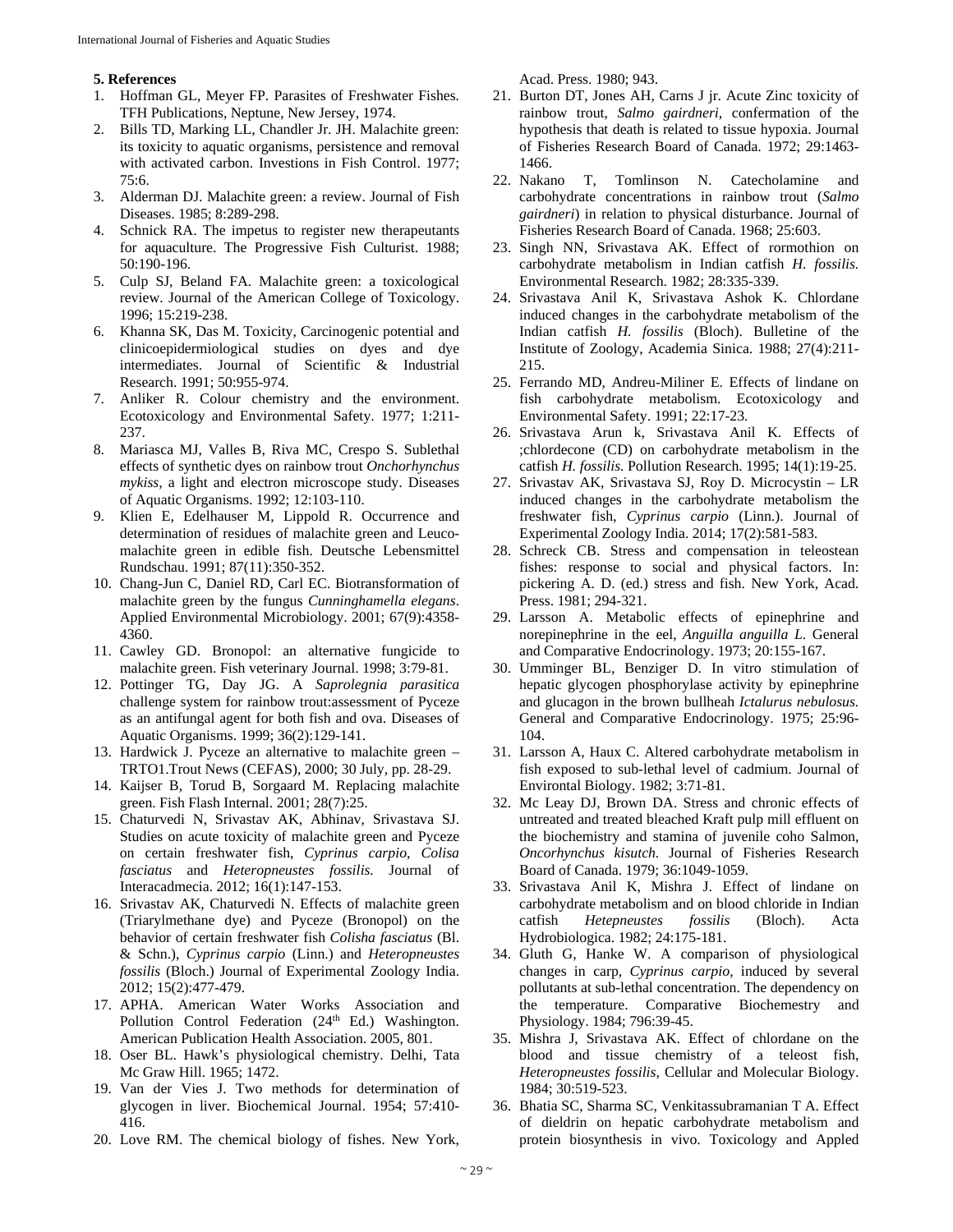### 5. References

1. Hoffman GL, Meyer FP. Parasites of Freshwater Fishes. TFH Publications, Neptune, New Jersey, 1974.
2. Bills TD, Marking LL, Chandler Jr. JH. Malachite green: its toxicity to aquatic organisms, persistence and removal with activated carbon. Investions in Fish Control. 1977; 75:6.
3. Alderman DJ. Malachite green: a review. Journal of Fish Diseases. 1985; 8:289-298.
4. Schnick RA. The impetus to register new therapeutants for aquaculture. The Progressive Fish Culturist. 1988; 50:190-196.
5. Culp SJ, Beland FA. Malachite green: a toxicological review. Journal of the American College of Toxicology. 1996; 15:219-238.
6. Khanna SK, Das M. Toxicity, Carcinogenic potential and clinicoepidermiological studies on dyes and dye intermediates. Journal of Scientific & Industrial Research. 1991; 50:955-974.
7. Anliker R. Colour chemistry and the environment. Ecotoxicology and Environmental Safety. 1977; 1:211-237.
8. Mariasca MJ, Valles B, Riva MC, Crespo S. Sublethal effects of synthetic dyes on rainbow trout *Onchorhynchus mykiss*, a light and electron microscope study. Diseases of Aquatic Organisms. 1992; 12:103-110.
9. Klien E, Edelhauser M, Lippold R. Occurrence and determination of residues of malachite green and Leuco-malachite green in edible fish. Deutsche Lebensmittel Rundschau. 1991; 87(11):350-352.
10. Chang-Jun C, Daniel RD, Carl EC. Biotransformation of malachite green by the fungus *Cunninghamella elegans*. Applied Environmental Microbiology. 2001; 67(9):4358-4360.
11. Cawley GD. Bronopol: an alternative fungicide to malachite green. Fish veterinary Journal. 1998; 3:79-81.
12. Pottinger TG, Day JG. A *Saprolegnia parasitica* challenge system for rainbow trout:assessment of Pyceze as an antifungal agent for both fish and ova. Diseases of Aquatic Organisms. 1999; 36(2):129-141.
13. Hardwick J. Pyceze an alternative to malachite green – TRTO1.Trout News (CEFAS), 2000; 30 July, pp. 28-29.
14. Kaijser B, Torud B, Sorgaard M. Replacing malachite green. Fish Flash Internal. 2001; 28(7):25.
15. Chaturvedi N, Srivastav AK, Abhinav, Srivastava SJ. Studies on acute toxicity of malachite green and Pyceze on certain freshwater fish, *Cyprinus carpio*, *Colisa fasciatus* and *Heteropneustes fossilis.* Journal of Interacadmecia. 2012; 16(1):147-153.
16. Srivastav AK, Chaturvedi N. Effects of malachite green (Triarylmethane dye) and Pyceze (Bronopol) on the behavior of certain freshwater fish *Colisha fasciatus* (Bl. & Schn.), *Cyprinus carpio* (Linn.) and *Heteropneustes fossilis* (Bloch.) Journal of Experimental Zoology India. 2012; 15(2):477-479.
17. APHA. American Water Works Association and Pollution Control Federation (24th Ed.) Washington. American Publication Health Association. 2005, 801.
18. Oser BL. Hawk's physiological chemistry. Delhi, Tata Mc Graw Hill. 1965; 1472.
19. Van der Vies J. Two methods for determination of glycogen in liver. Biochemical Journal. 1954; 57:410-416.
20. Love RM. The chemical biology of fishes. New York, Acad. Press. 1980; 943.
21. Burton DT, Jones AH, Carns J jr. Acute Zinc toxicity of rainbow trout, *Salmo gairdneri,* confermation of the hypothesis that death is related to tissue hypoxia. Journal of Fisheries Research Board of Canada. 1972; 29:1463-1466.
22. Nakano T, Tomlinson N. Catecholamine and carbohydrate concentrations in rainbow trout (*Salmo gairdneri*) in relation to physical disturbance. Journal of Fisheries Research Board of Canada. 1968; 25:603.
23. Singh NN, Srivastava AK. Effect of rormothion on carbohydrate metabolism in Indian catfish *H. fossilis.* Environmental Research. 1982; 28:335-339.
24. Srivastava Anil K, Srivastava Ashok K. Chlordane induced changes in the carbohydrate metabolism of the Indian catfish *H. fossilis* (Bloch). Bulletine of the Institute of Zoology, Academia Sinica. 1988; 27(4):211-215.
25. Ferrando MD, Andreu-Miliner E. Effects of lindane on fish carbohydrate metabolism. Ecotoxicology and Environmental Safety. 1991; 22:17-23.
26. Srivastava Arun k, Srivastava Anil K. Effects of ;chlordecone (CD) on carbohydrate metabolism in the catfish *H. fossilis.* Pollution Research. 1995; 14(1):19-25.
27. Srivastav AK, Srivastava SJ, Roy D. Microcystin – LR induced changes in the carbohydrate metabolism the freshwater fish, *Cyprinus carpio* (Linn.). Journal of Experimental Zoology India. 2014; 17(2):581-583.
28. Schreck CB. Stress and compensation in teleostean fishes: response to social and physical factors. In: pickering A. D. (ed.) stress and fish. New York, Acad. Press. 1981; 294-321.
29. Larsson A. Metabolic effects of epinephrine and norepinephrine in the eel, *Anguilla anguilla L.* General and Comparative Endocrinology. 1973; 20:155-167.
30. Umminger BL, Benziger D. In vitro stimulation of hepatic glycogen phosphorylase activity by epinephrine and glucagon in the brown bullheah *Ictalurus nebulosus.* General and Comparative Endocrinology. 1975; 25:96-104.
31. Larsson A, Haux C. Altered carbohydrate metabolism in fish exposed to sub-lethal level of cadmium. Journal of Environtal Biology. 1982; 3:71-81.
32. Mc Leay DJ, Brown DA. Stress and chronic effects of untreated and treated bleached Kraft pulp mill effluent on the biochemistry and stamina of juvenile coho Salmon, *Oncorhynchus kisutch.* Journal of Fisheries Research Board of Canada. 1979; 36:1049-1059.
33. Srivastava Anil K, Mishra J. Effect of lindane on carbohydrate metabolism and on blood chloride in Indian catfish *Hetepneustes fossilis* (Bloch). Acta Hydrobiologica. 1982; 24:175-181.
34. Gluth G, Hanke W. A comparison of physiological changes in carp, *Cyprinus carpio,* induced by several pollutants at sub-lethal concentration. The dependency on the temperature. Comparative Biochemestry and Physiology. 1984; 796:39-45.
35. Mishra J, Srivastava AK. Effect of chlordane on the blood and tissue chemistry of a teleost fish, *Heteropneustes fossilis,* Cellular and Molecular Biology. 1984; 30:519-523.
36. Bhatia SC, Sharma SC, Venkitassubramanian T A. Effect of dieldrin on hepatic carbohydrate metabolism and protein biosynthesis in vivo. Toxicology and Appled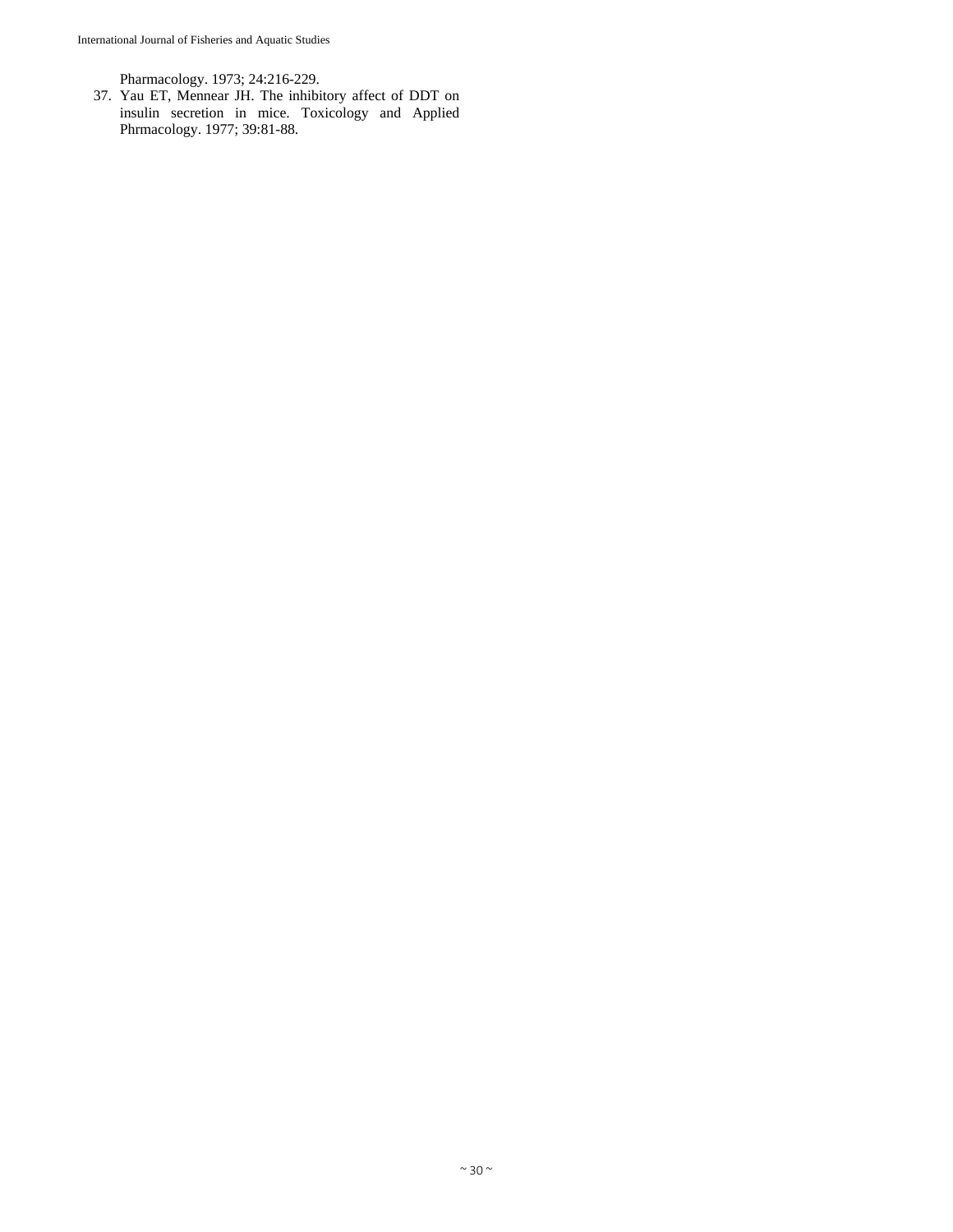Pharmacology. 1973; 24:216-229.

37. Yau ET, Mennear JH. The inhibitory affect of DDT on insulin secretion in mice. Toxicology and Applied Phrmacology. 1977; 39:81-88.